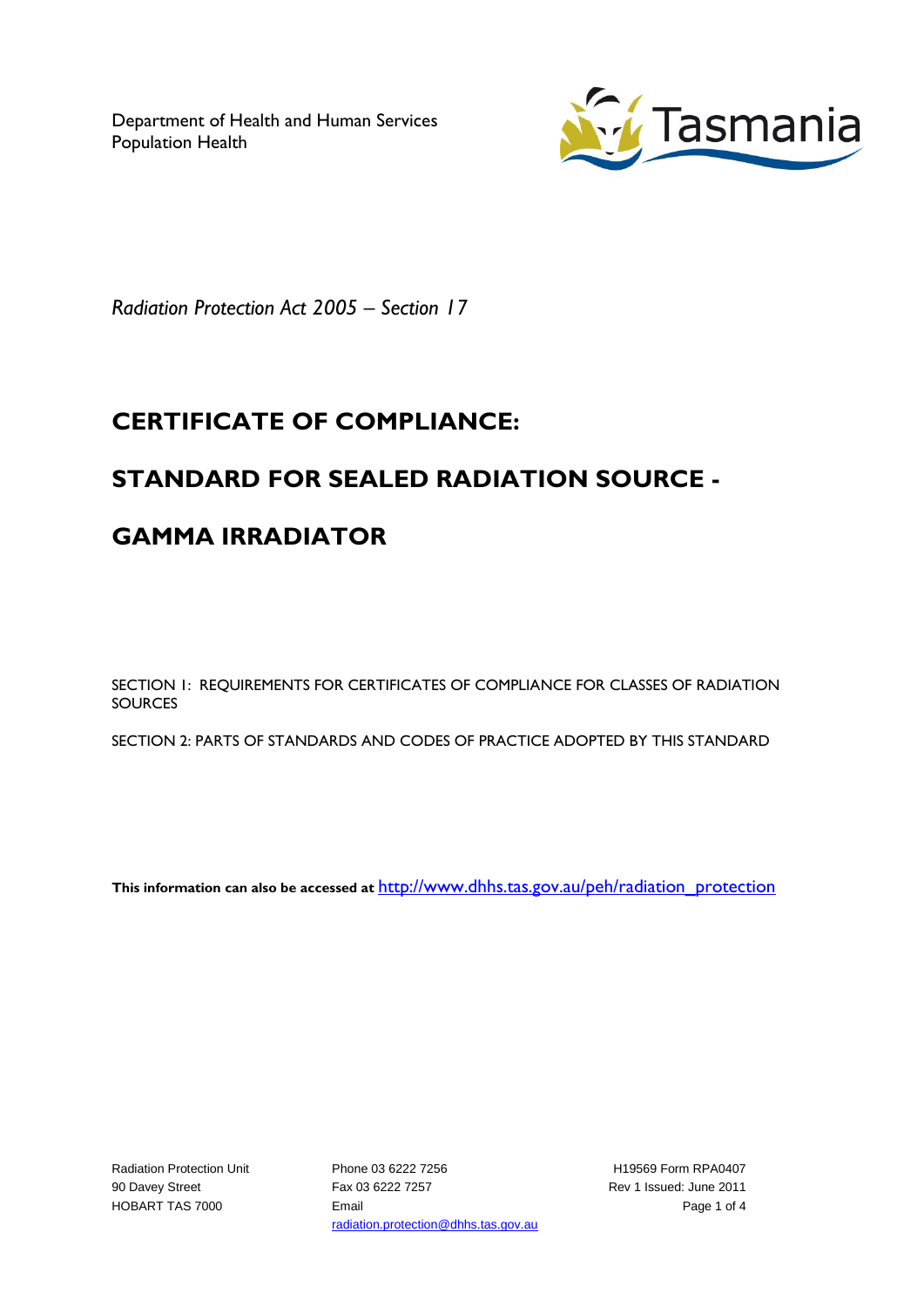Department of Health and Human Services
Population Health

*Radiation Protection Act 2005 – Section 17*

# CERTIFICATE OF COMPLIANCE:

# STANDARD FOR SEALED RADIATION SOURCE -

# GAMMA IRRADIATOR

SECTION 1: REQUIREMENTS FOR CERTIFICATES OF COMPLIANCE FOR CLASSES OF RADIATION SOURCES

SECTION 2: PARTS OF STANDARDS AND CODES OF PRACTICE ADOPTED BY THIS STANDARD

**This information can also be accessed at** http://www.dhhs.tas.gov.au/peh/radiation_protection

Radiation Protection Unit
90 Davey Street
HOBART TAS 7000

Phone 03 6222 7256
Fax 03 6222 7257
Email
radiation.protection@dhhs.tas.gov.au

H19569 Form RPA0407
Rev 1 Issued: June 2011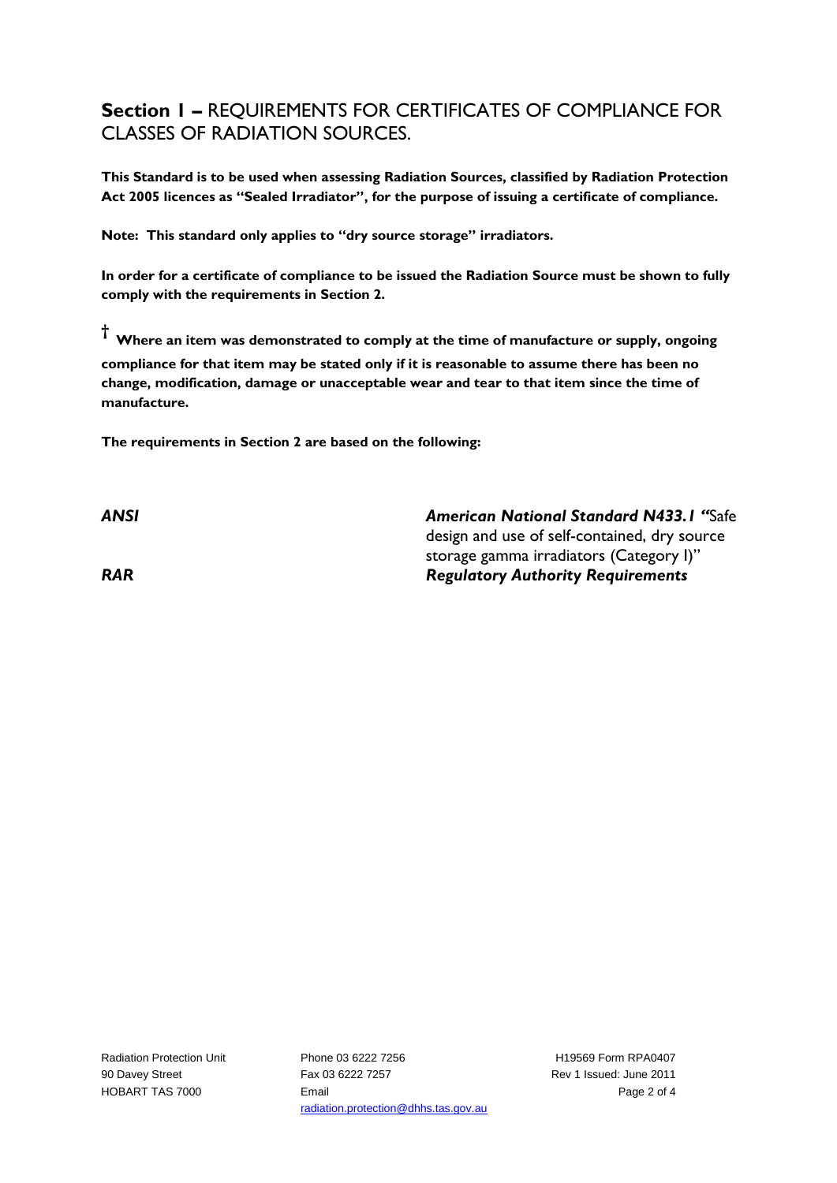## **Section 1 –** REQUIREMENTS FOR CERTIFICATES OF COMPLIANCE FOR CLASSES OF RADIATION SOURCES.

**This Standard is to be used when assessing Radiation Sources, classified by Radiation Protection Act 2005 licences as "Sealed Irradiator", for the purpose of issuing a certificate of compliance.**

**Note: This standard only applies to "dry source storage" irradiators.**

**In order for a certificate of compliance to be issued the Radiation Source must be shown to fully comply with the requirements in Section 2.**

† **Where an item was demonstrated to comply at the time of manufacture or supply, ongoing compliance for that item may be stated only if it is reasonable to assume there has been no change, modification, damage or unacceptable wear and tear to that item since the time of manufacture.**

**The requirements in Section 2 are based on the following:**

| | |
|---|---|
| ***ANSI*** | ***American National Standard N433.1 "***Safe design and use of self-contained, dry source storage gamma irradiators (Category I)" |
| ***RAR*** | ***Regulatory Authority Requirements*** |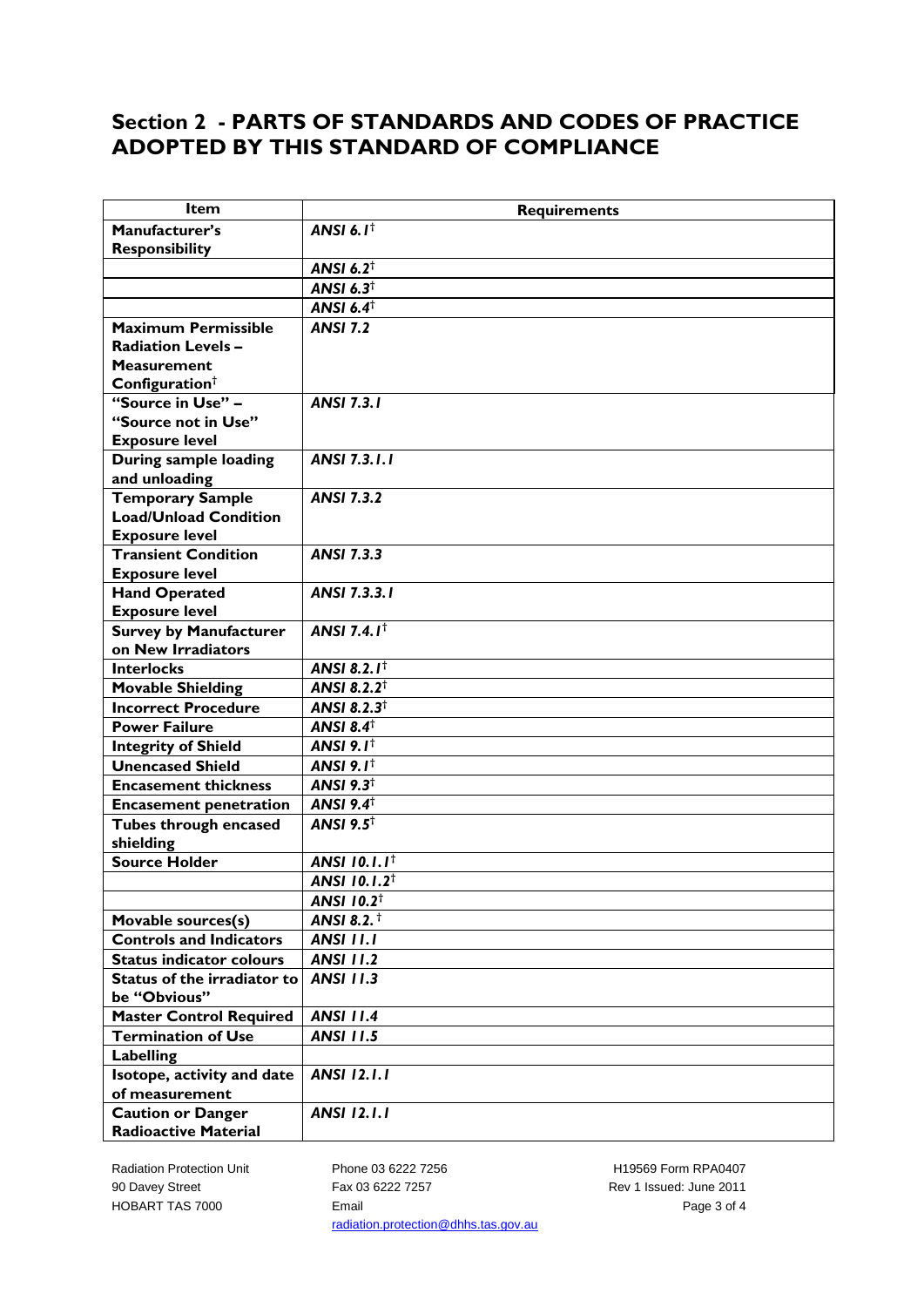## Section 2 - PARTS OF STANDARDS AND CODES OF PRACTICE ADOPTED BY THIS STANDARD OF COMPLIANCE

| Item | Requirements |
|---|---|
| **Manufacturer's Responsibility** | ***ANSI 6.1*†** |
| | ***ANSI 6.2*†** |
| | ***ANSI 6.3*†** |
| | ***ANSI 6.4*†** |
| **Maximum Permissible Radiation Levels – Measurement Configuration†** | ***ANSI 7.2*** |
| **"Source in Use" – "Source not in Use" Exposure level** | *ANSI 7.3.1* |
| **During sample loading and unloading** | *ANSI 7.3.1.1* |
| **Temporary Sample Load/Unload Condition Exposure level** | *ANSI 7.3.2* |
| **Transient Condition Exposure level** | *ANSI 7.3.3* |
| **Hand Operated Exposure level** | *ANSI 7.3.3.1* |
| **Survey by Manufacturer on New Irradiators** | *ANSI 7.4.1*† |
| **Interlocks** | *ANSI 8.2.1*† |
| **Movable Shielding** | *ANSI 8.2.2*† |
| **Incorrect Procedure** | *ANSI 8.2.3*† |
| **Power Failure** | *ANSI 8.4*† |
| **Integrity of Shield** | *ANSI 9.1*† |
| **Unencased Shield** | *ANSI 9.1*† |
| **Encasement thickness** | *ANSI 9.3*† |
| **Encasement penetration** | *ANSI 9.4*† |
| **Tubes through encased shielding** | *ANSI 9.5*† |
| **Source Holder** | *ANSI 10.1.1*† |
| | *ANSI 10.1.2*† |
| | *ANSI 10.2*† |
| **Movable sources(s)** | *ANSI 8.2.* † |
| **Controls and Indicators** | *ANSI 11.1* |
| **Status indicator colours** | *ANSI 11.2* |
| **Status of the irradiator to be "Obvious"** | *ANSI 11.3* |
| **Master Control Required** | *ANSI 11.4* |
| **Termination of Use** | *ANSI 11.5* |
| **Labelling** | |
| **Isotope, activity and date of measurement** | *ANSI 12.1.1* |
| **Caution or Danger Radioactive Material** | *ANSI 12.1.1* |

Radiation Protection Unit
90 Davey Street
HOBART TAS 7000

Phone 03 6222 7256
Fax 03 6222 7257
Email
radiation.protection@dhhs.tas.gov.au

H19569 Form RPA0407
Rev 1 Issued: June 2011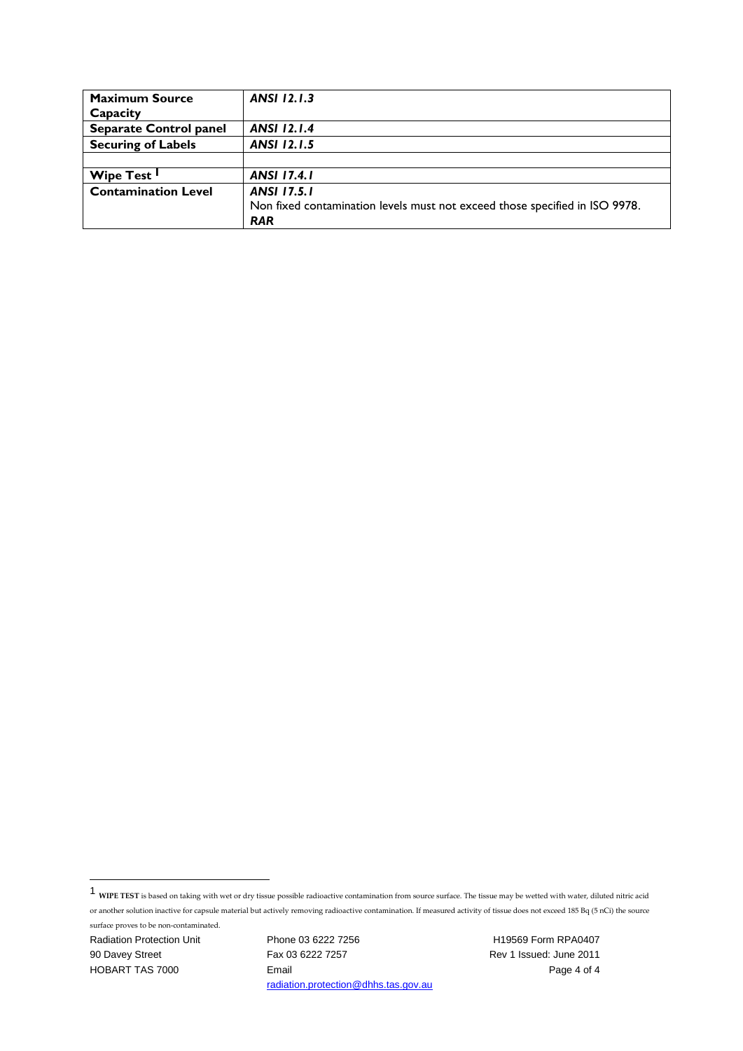| | |
|---|---|
| **Maximum Source Capacity** | ***ANSI 12.1.3*** |
| **Separate Control panel** | ***ANSI 12.1.4*** |
| **Securing of Labels** | ***ANSI 12.1.5*** |
| | |
| **Wipe Test** [1] | ***ANSI 17.4.1*** |
| **Contamination Level** | ***ANSI 17.5.1*** Non fixed contamination levels must not exceed those specified in ISO 9978. ***RAR*** |

[1] **WIPE TEST** is based on taking with wet or dry tissue possible radioactive contamination from source surface. The tissue may be wetted with water, diluted nitric acid or another solution inactive for capsule material but actively removing radioactive contamination. If measured activity of tissue does not exceed 185 Bq (5 nCi) the source surface proves to be non-contaminated.

Radiation Protection Unit
90 Davey Street
HOBART TAS 7000

Phone 03 6222 7256
Fax 03 6222 7257
Email radiation.protection@dhhs.tas.gov.au

H19569 Form RPA0407
Rev 1 Issued: June 2011